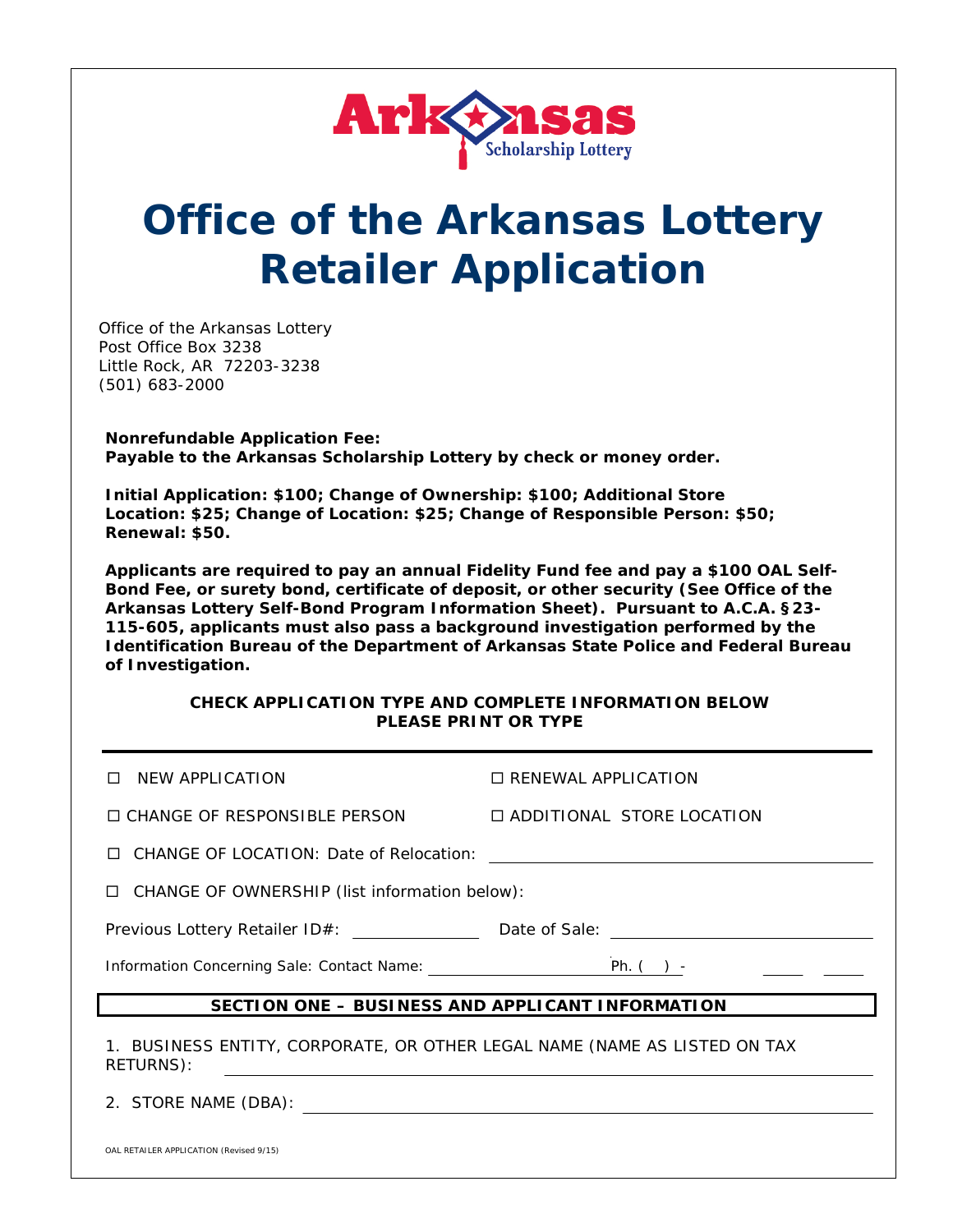Arkansas Scholarship Lottery

# Office of the Arkansas Lottery Retailer Application

Office of the Arkansas Lottery
Post Office Box 3238
Little Rock, AR 72203-3238
(501) 683-2000

**Nonrefundable Application Fee:**
**Payable to the Arkansas Scholarship Lottery by check or money order.**

**Initial Application: $100; Change of Ownership: $100; Additional Store Location: $25; Change of Location: $25; Change of Responsible Person: $50; Renewal: $50.**

**Applicants are required to pay an annual Fidelity Fund fee and pay a $100 OAL Self-Bond Fee, or surety bond, certificate of deposit, or other security (See Office of the Arkansas Lottery Self-Bond Program Information Sheet). Pursuant to A.C.A. §23-115-605, applicants must also pass a background investigation performed by the Identification Bureau of the Department of Arkansas State Police and Federal Bureau of Investigation.**

**CHECK APPLICATION TYPE AND COMPLETE INFORMATION BELOW**
**PLEASE PRINT OR TYPE**

☐ NEW APPLICATION ☐ RENEWAL APPLICATION

☐ CHANGE OF RESPONSIBLE PERSON ☐ ADDITIONAL STORE LOCATION

☐ CHANGE OF LOCATION: Date of Relocation: ______________________

☐ CHANGE OF OWNERSHIP (list information below):

Previous Lottery Retailer ID#: ____________ Date of Sale: ______________________

Information Concerning Sale: Contact Name: ____________________ Ph. ( ) - ______

## SECTION ONE – BUSINESS AND APPLICANT INFORMATION

1. BUSINESS ENTITY, CORPORATE, OR OTHER LEGAL NAME (NAME AS LISTED ON TAX RETURNS): ______________________

2. STORE NAME (DBA): ______________________

OAL RETAILER APPLICATION (Revised 9/15)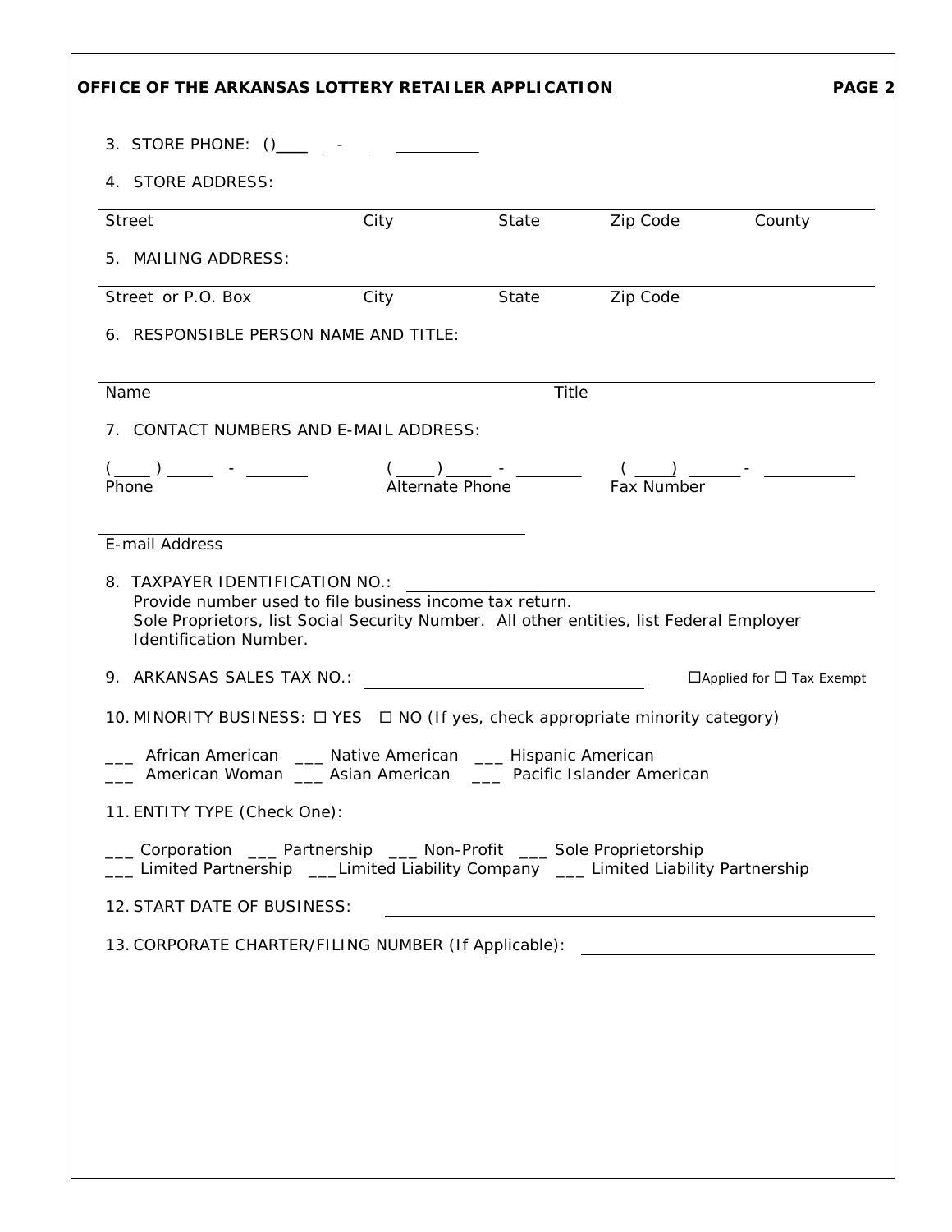**OFFICE OF THE ARKANSAS LOTTERY RETAILER APPLICATION** **PAGE 2**

3. STORE PHONE: ( )\_\_\_\_ \_\_\_-\_\_\_\_ \_\_\_\_\_\_\_\_\_\_

4. STORE ADDRESS:

| Street | City | State | Zip Code | County |
|---|---|---|---|---|
| | | | | |

5. MAILING ADDRESS:

| Street or P.O. Box | City | State | Zip Code |
|---|---|---|---|
| | | | |

6. RESPONSIBLE PERSON NAME AND TITLE:

| Name | Title |
|---|---|
| | |

7. CONTACT NUMBERS AND E-MAIL ADDRESS:

(\_\_\_\_) \_\_\_\_\_ - \_\_\_\_\_\_ Phone

(\_\_\_\_) \_\_\_\_\_ - \_\_\_\_\_\_ Alternate Phone

(\_\_\_\_) \_\_\_\_\_ - \_\_\_\_\_\_ Fax Number

\_\_\_\_\_\_\_\_\_\_\_\_\_\_\_\_\_\_\_\_\_\_\_\_\_\_\_\_\_\_
E-mail Address

8. TAXPAYER IDENTIFICATION NO.: \_\_\_\_\_\_\_\_\_\_\_\_\_\_\_\_\_\_\_\_\_\_\_\_
   Provide number used to file business income tax return.
   Sole Proprietors, list Social Security Number. All other entities, list Federal Employer Identification Number.

9. ARKANSAS SALES TAX NO.: \_\_\_\_\_\_\_\_\_\_\_\_\_\_\_\_\_\_\_\_ ☐Applied for ☐ Tax Exempt

10. MINORITY BUSINESS: ☐ YES ☐ NO (If yes, check appropriate minority category)

\_\_\_ African American \_\_\_ Native American \_\_\_ Hispanic American
\_\_\_ American Woman \_\_\_ Asian American \_\_\_ Pacific Islander American

11. ENTITY TYPE (Check One):

\_\_\_ Corporation \_\_\_ Partnership \_\_\_ Non-Profit \_\_\_ Sole Proprietorship
\_\_\_ Limited Partnership \_\_\_Limited Liability Company \_\_\_ Limited Liability Partnership

12. START DATE OF BUSINESS: \_\_\_\_\_\_\_\_\_\_\_\_\_\_\_\_\_\_\_\_\_\_\_\_

13. CORPORATE CHARTER/FILING NUMBER (If Applicable): \_\_\_\_\_\_\_\_\_\_\_\_\_\_\_\_\_\_\_\_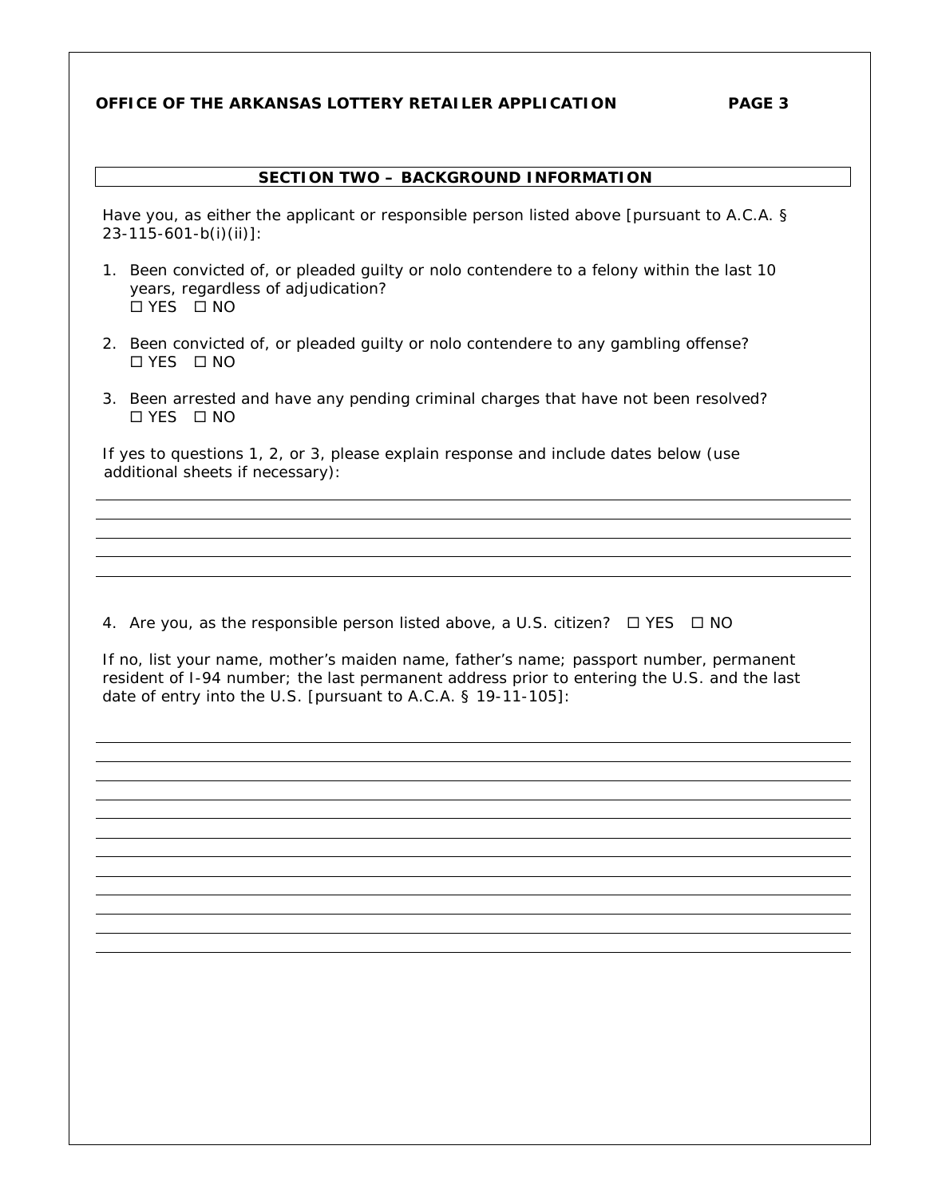## SECTION TWO – BACKGROUND INFORMATION

Have you, as either the applicant or responsible person listed above [pursuant to A.C.A. § 23-115-601-b(i)(ii)]:

1. Been convicted of, or pleaded guilty or nolo contendere to a felony within the last 10 years, regardless of adjudication?
   ☐ YES ☐ NO

2. Been convicted of, or pleaded guilty or nolo contendere to any gambling offense?
   ☐ YES ☐ NO

3. Been arrested and have any pending criminal charges that have not been resolved?
   ☐ YES ☐ NO

If yes to questions 1, 2, or 3, please explain response and include dates below (use additional sheets if necessary):

\_\_\_\_\_\_\_\_\_\_\_\_\_\_\_\_\_\_\_\_\_\_\_\_\_\_\_\_\_\_\_\_\_\_\_\_\_\_\_\_\_\_\_\_\_\_\_\_\_\_\_\_\_\_\_\_\_\_\_\_\_\_\_\_\_\_\_\_\_\_

\_\_\_\_\_\_\_\_\_\_\_\_\_\_\_\_\_\_\_\_\_\_\_\_\_\_\_\_\_\_\_\_\_\_\_\_\_\_\_\_\_\_\_\_\_\_\_\_\_\_\_\_\_\_\_\_\_\_\_\_\_\_\_\_\_\_\_\_\_\_

\_\_\_\_\_\_\_\_\_\_\_\_\_\_\_\_\_\_\_\_\_\_\_\_\_\_\_\_\_\_\_\_\_\_\_\_\_\_\_\_\_\_\_\_\_\_\_\_\_\_\_\_\_\_\_\_\_\_\_\_\_\_\_\_\_\_\_\_\_\_

\_\_\_\_\_\_\_\_\_\_\_\_\_\_\_\_\_\_\_\_\_\_\_\_\_\_\_\_\_\_\_\_\_\_\_\_\_\_\_\_\_\_\_\_\_\_\_\_\_\_\_\_\_\_\_\_\_\_\_\_\_\_\_\_\_\_\_\_\_\_

\_\_\_\_\_\_\_\_\_\_\_\_\_\_\_\_\_\_\_\_\_\_\_\_\_\_\_\_\_\_\_\_\_\_\_\_\_\_\_\_\_\_\_\_\_\_\_\_\_\_\_\_\_\_\_\_\_\_\_\_\_\_\_\_\_\_\_\_\_\_

4. Are you, as the responsible person listed above, a U.S. citizen? ☐ YES ☐ NO

If no, list your name, mother's maiden name, father's name; passport number, permanent resident of I-94 number; the last permanent address prior to entering the U.S. and the last date of entry into the U.S. [pursuant to A.C.A. § 19-11-105]:

\_\_\_\_\_\_\_\_\_\_\_\_\_\_\_\_\_\_\_\_\_\_\_\_\_\_\_\_\_\_\_\_\_\_\_\_\_\_\_\_\_\_\_\_\_\_\_\_\_\_\_\_\_\_\_\_\_\_\_\_\_\_\_\_\_\_\_\_\_\_

\_\_\_\_\_\_\_\_\_\_\_\_\_\_\_\_\_\_\_\_\_\_\_\_\_\_\_\_\_\_\_\_\_\_\_\_\_\_\_\_\_\_\_\_\_\_\_\_\_\_\_\_\_\_\_\_\_\_\_\_\_\_\_\_\_\_\_\_\_\_

\_\_\_\_\_\_\_\_\_\_\_\_\_\_\_\_\_\_\_\_\_\_\_\_\_\_\_\_\_\_\_\_\_\_\_\_\_\_\_\_\_\_\_\_\_\_\_\_\_\_\_\_\_\_\_\_\_\_\_\_\_\_\_\_\_\_\_\_\_\_

\_\_\_\_\_\_\_\_\_\_\_\_\_\_\_\_\_\_\_\_\_\_\_\_\_\_\_\_\_\_\_\_\_\_\_\_\_\_\_\_\_\_\_\_\_\_\_\_\_\_\_\_\_\_\_\_\_\_\_\_\_\_\_\_\_\_\_\_\_\_

\_\_\_\_\_\_\_\_\_\_\_\_\_\_\_\_\_\_\_\_\_\_\_\_\_\_\_\_\_\_\_\_\_\_\_\_\_\_\_\_\_\_\_\_\_\_\_\_\_\_\_\_\_\_\_\_\_\_\_\_\_\_\_\_\_\_\_\_\_\_

\_\_\_\_\_\_\_\_\_\_\_\_\_\_\_\_\_\_\_\_\_\_\_\_\_\_\_\_\_\_\_\_\_\_\_\_\_\_\_\_\_\_\_\_\_\_\_\_\_\_\_\_\_\_\_\_\_\_\_\_\_\_\_\_\_\_\_\_\_\_

\_\_\_\_\_\_\_\_\_\_\_\_\_\_\_\_\_\_\_\_\_\_\_\_\_\_\_\_\_\_\_\_\_\_\_\_\_\_\_\_\_\_\_\_\_\_\_\_\_\_\_\_\_\_\_\_\_\_\_\_\_\_\_\_\_\_\_\_\_\_

\_\_\_\_\_\_\_\_\_\_\_\_\_\_\_\_\_\_\_\_\_\_\_\_\_\_\_\_\_\_\_\_\_\_\_\_\_\_\_\_\_\_\_\_\_\_\_\_\_\_\_\_\_\_\_\_\_\_\_\_\_\_\_\_\_\_\_\_\_\_

\_\_\_\_\_\_\_\_\_\_\_\_\_\_\_\_\_\_\_\_\_\_\_\_\_\_\_\_\_\_\_\_\_\_\_\_\_\_\_\_\_\_\_\_\_\_\_\_\_\_\_\_\_\_\_\_\_\_\_\_\_\_\_\_\_\_\_\_\_\_

\_\_\_\_\_\_\_\_\_\_\_\_\_\_\_\_\_\_\_\_\_\_\_\_\_\_\_\_\_\_\_\_\_\_\_\_\_\_\_\_\_\_\_\_\_\_\_\_\_\_\_\_\_\_\_\_\_\_\_\_\_\_\_\_\_\_\_\_\_\_

\_\_\_\_\_\_\_\_\_\_\_\_\_\_\_\_\_\_\_\_\_\_\_\_\_\_\_\_\_\_\_\_\_\_\_\_\_\_\_\_\_\_\_\_\_\_\_\_\_\_\_\_\_\_\_\_\_\_\_\_\_\_\_\_\_\_\_\_\_\_

\_\_\_\_\_\_\_\_\_\_\_\_\_\_\_\_\_\_\_\_\_\_\_\_\_\_\_\_\_\_\_\_\_\_\_\_\_\_\_\_\_\_\_\_\_\_\_\_\_\_\_\_\_\_\_\_\_\_\_\_\_\_\_\_\_\_\_\_\_\_

\_\_\_\_\_\_\_\_\_\_\_\_\_\_\_\_\_\_\_\_\_\_\_\_\_\_\_\_\_\_\_\_\_\_\_\_\_\_\_\_\_\_\_\_\_\_\_\_\_\_\_\_\_\_\_\_\_\_\_\_\_\_\_\_\_\_\_\_\_\_

\_\_\_\_\_\_\_\_\_\_\_\_\_\_\_\_\_\_\_\_\_\_\_\_\_\_\_\_\_\_\_\_\_\_\_\_\_\_\_\_\_\_\_\_\_\_\_\_\_\_\_\_\_\_\_\_\_\_\_\_\_\_\_\_\_\_\_\_\_\_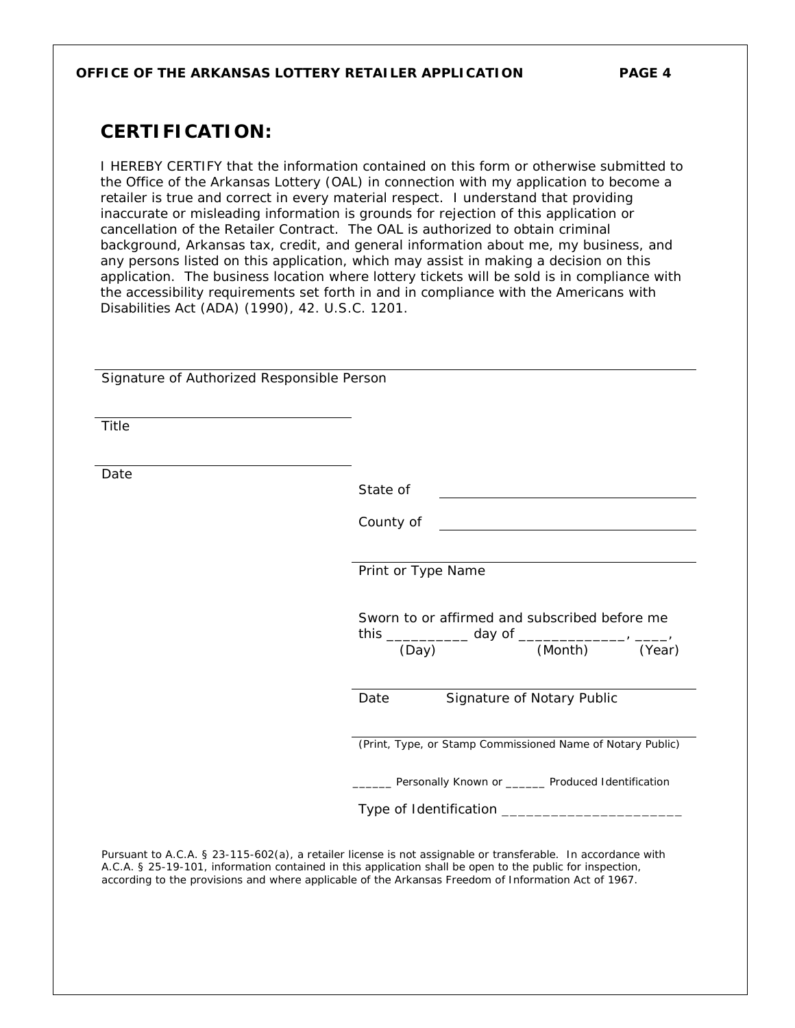## CERTIFICATION:

I HEREBY CERTIFY that the information contained on this form or otherwise submitted to the Office of the Arkansas Lottery (OAL) in connection with my application to become a retailer is true and correct in every material respect. I understand that providing inaccurate or misleading information is grounds for rejection of this application or cancellation of the Retailer Contract. The OAL is authorized to obtain criminal background, Arkansas tax, credit, and general information about me, my business, and any persons listed on this application, which may assist in making a decision on this application. The business location where lottery tickets will be sold is in compliance with the accessibility requirements set forth in and in compliance with the Americans with Disabilities Act (ADA) (1990), 42. U.S.C. 1201.

______________________________________________
Signature of Authorized Responsible Person

______________________________
Title

______________________________
Date

State of ______________________________

County of ______________________________

______________________________
Print or Type Name

Sworn to or affirmed and subscribed before me this __________ day of _____________, ____,
(Day) (Month) (Year)

______________________________
Date Signature of Notary Public

______________________________
*(Print, Type, or Stamp Commissioned Name of Notary Public)*

______ Personally Known or ______ Produced Identification

Type of Identification ______________________

Pursuant to A.C.A. § 23-115-602(a), a retailer license is not assignable or transferable. In accordance with A.C.A. § 25-19-101, information contained in this application shall be open to the public for inspection, according to the provisions and where applicable of the Arkansas Freedom of Information Act of 1967.